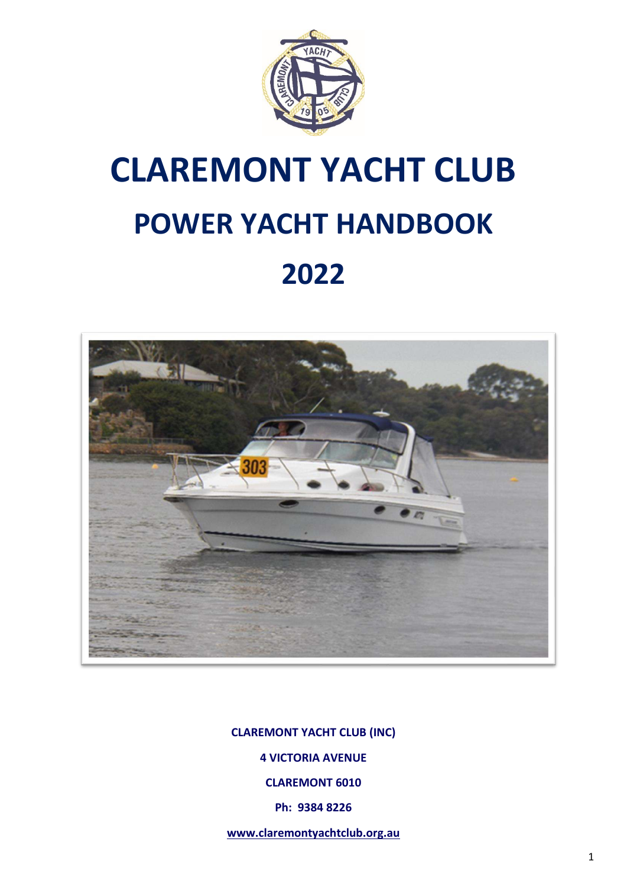# CLARIFY

# CLAREMONT YACHT CLUB

## POWER YACHT HANDBOOK

## 2022

**CLAREMONT YACHT CLUB (INC)**

**4 VICTORIA AVENUE**

**CLAREMONT 6010**

**Ph: 9384 8226**

**www.claremontyachtclub.org.au**

# CLAREMONT YACHT CLUB

## POWER YACHT HANDBOOK

## 2022

**CLAREMONT YACHT CLUB (INC)**

**4 VICTORIA AVENUE**

**CLAREMONT 6010**

**Ph: 9384 8226**

**www.claremontyachtclub.org.au**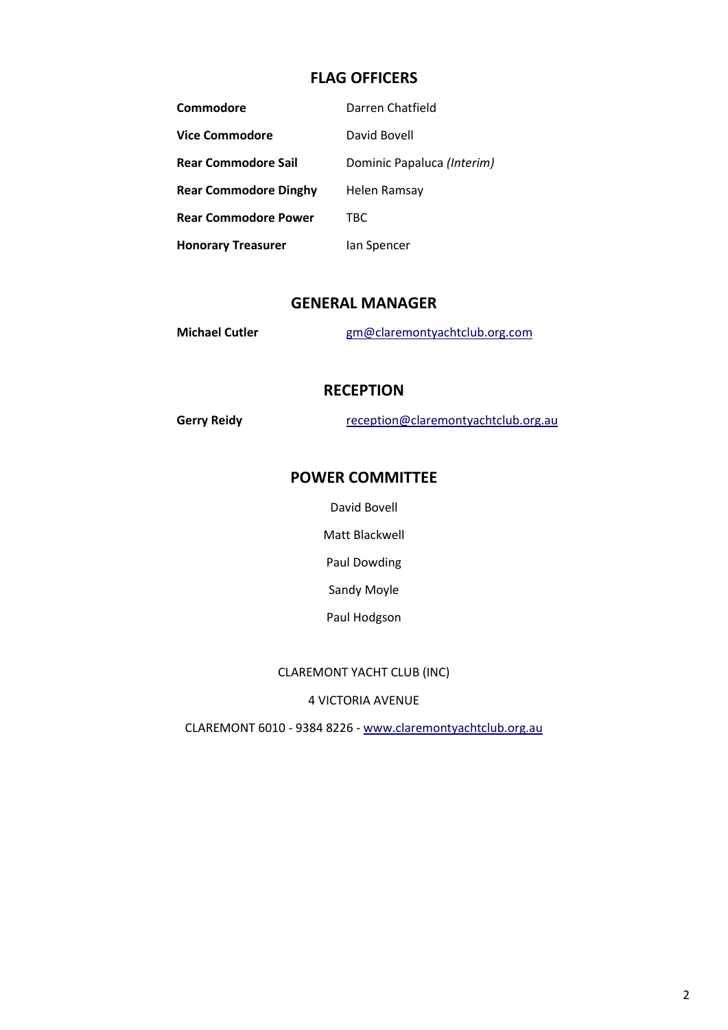## FLAG OFFICERS

| | |
|---|---|
| **Commodore** | Darren Chatfield |
| **Vice Commodore** | David Bovell |
| **Rear Commodore Sail** | Dominic Papaluca *(Interim)* |
| **Rear Commodore Dinghy** | Helen Ramsay |
| **Rear Commodore Power** | TBC |
| **Honorary Treasurer** | Ian Spencer |

## GENERAL MANAGER

**Michael Cutler** gm@claremontyachtclub.org.com

## RECEPTION

**Gerry Reidy** reception@claremontyachtclub.org.au

## POWER COMMITTEE

David Bovell

Matt Blackwell

Paul Dowding

Sandy Moyle

Paul Hodgson

CLAREMONT YACHT CLUB (INC)

4 VICTORIA AVENUE

CLAREMONT 6010 - 9384 8226 - www.claremontyachtclub.org.au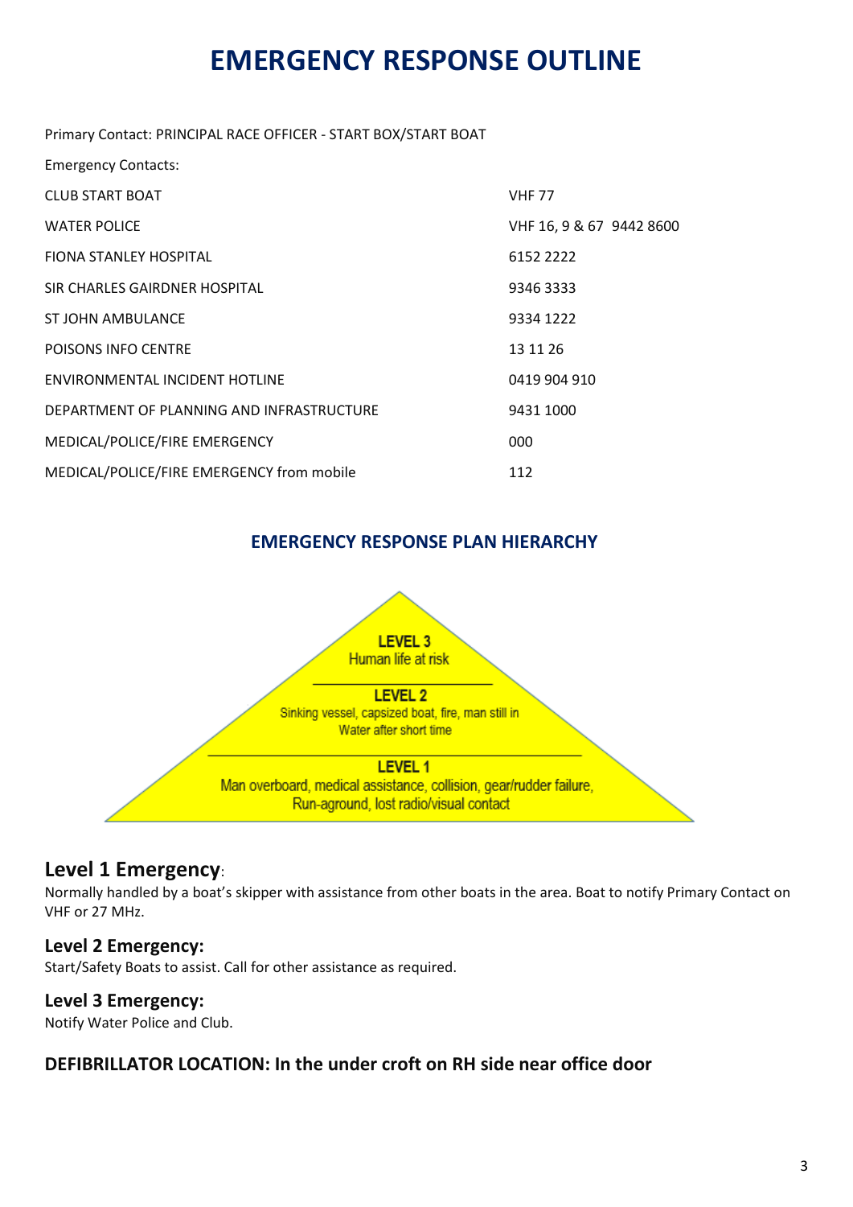# EMERGENCY RESPONSE OUTLINE

Primary Contact: PRINCIPAL RACE OFFICER - START BOX/START BOAT

Emergency Contacts:

| | |
|---|---|
| CLUB START BOAT | VHF 77 |
| WATER POLICE | VHF 16, 9 & 67 9442 8600 |
| FIONA STANLEY HOSPITAL | 6152 2222 |
| SIR CHARLES GAIRDNER HOSPITAL | 9346 3333 |
| ST JOHN AMBULANCE | 9334 1222 |
| POISONS INFO CENTRE | 13 11 26 |
| ENVIRONMENTAL INCIDENT HOTLINE | 0419 904 910 |
| DEPARTMENT OF PLANNING AND INFRASTRUCTURE | 9431 1000 |
| MEDICAL/POLICE/FIRE EMERGENCY | 000 |
| MEDICAL/POLICE/FIRE EMERGENCY from mobile | 112 |

### EMERGENCY RESPONSE PLAN HIERARCHY

**LEVEL 3**
Human life at risk

**LEVEL 2**
Sinking vessel, capsized boat, fire, man still in Water after short time

**LEVEL 1**
Man overboard, medical assistance, collision, gear/rudder failure, Run-aground, lost radio/visual contact

## Level 1 Emergency:

Normally handled by a boat's skipper with assistance from other boats in the area. Boat to notify Primary Contact on VHF or 27 MHz.

### Level 2 Emergency:

Start/Safety Boats to assist. Call for other assistance as required.

### Level 3 Emergency:

Notify Water Police and Club.

### DEFIBRILLATOR LOCATION: In the under croft on RH side near office door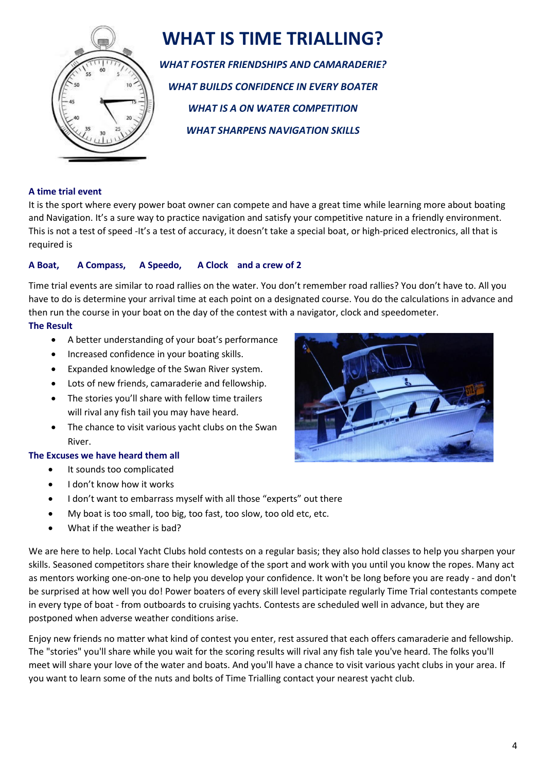# WHAT IS TIME TRIALLING?

***WHAT FOSTER FRIENDSHIPS AND CAMARADERIE?***

***WHAT BUILDS CONFIDENCE IN EVERY BOATER***

***WHAT IS A ON WATER COMPETITION***

***WHAT SHARPENS NAVIGATION SKILLS***

**A time trial event**

It is the sport where every power boat owner can compete and have a great time while learning more about boating and Navigation. It's a sure way to practice navigation and satisfy your competitive nature in a friendly environment. This is not a test of speed -It's a test of accuracy, it doesn't take a special boat, or high-priced electronics, all that is required is

**A Boat, A Compass, A Speedo, A Clock and a crew of 2**

Time trial events are similar to road rallies on the water. You don't remember road rallies? You don't have to. All you have to do is determine your arrival time at each point on a designated course. You do the calculations in advance and then run the course in your boat on the day of the contest with a navigator, clock and speedometer.

**The Result**

- A better understanding of your boat's performance
- Increased confidence in your boating skills.
- Expanded knowledge of the Swan River system.
- Lots of new friends, camaraderie and fellowship.
- The stories you'll share with fellow time trailers will rival any fish tail you may have heard.
- The chance to visit various yacht clubs on the Swan River.

**The Excuses we have heard them all**

- It sounds too complicated
- I don't know how it works
- I don't want to embarrass myself with all those "experts" out there
- My boat is too small, too big, too fast, too slow, too old etc, etc.
- What if the weather is bad?

We are here to help. Local Yacht Clubs hold contests on a regular basis; they also hold classes to help you sharpen your skills. Seasoned competitors share their knowledge of the sport and work with you until you know the ropes. Many act as mentors working one-on-one to help you develop your confidence. It won't be long before you are ready - and don't be surprised at how well you do! Power boaters of every skill level participate regularly Time Trial contestants compete in every type of boat - from outboards to cruising yachts. Contests are scheduled well in advance, but they are postponed when adverse weather conditions arise.

Enjoy new friends no matter what kind of contest you enter, rest assured that each offers camaraderie and fellowship. The "stories" you'll share while you wait for the scoring results will rival any fish tale you've heard. The folks you'll meet will share your love of the water and boats. And you'll have a chance to visit various yacht clubs in your area. If you want to learn some of the nuts and bolts of Time Trialling contact your nearest yacht club.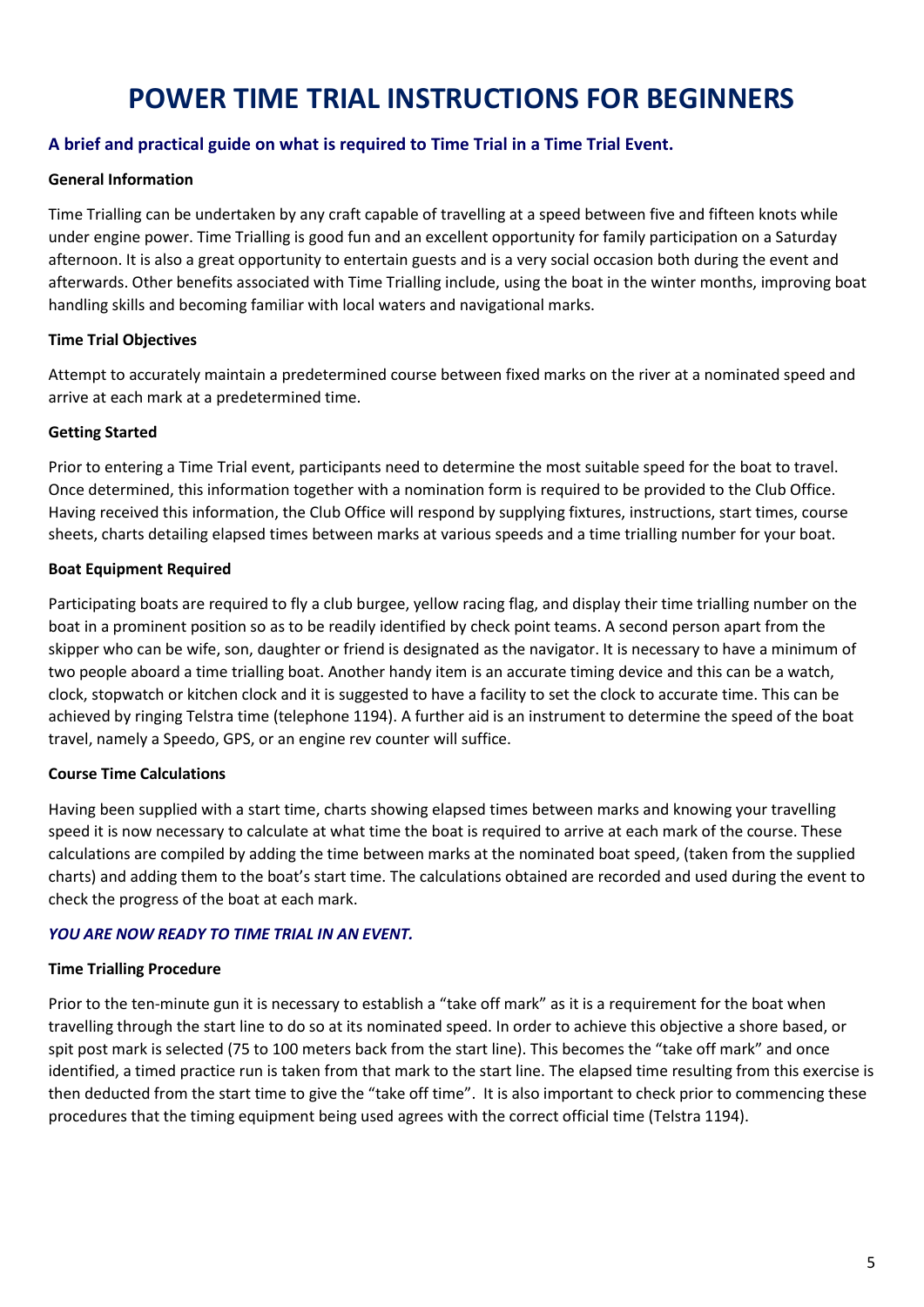# POWER TIME TRIAL INSTRUCTIONS FOR BEGINNERS

## A brief and practical guide on what is required to Time Trial in a Time Trial Event.

### General Information

Time Trialling can be undertaken by any craft capable of travelling at a speed between five and fifteen knots while under engine power. Time Trialling is good fun and an excellent opportunity for family participation on a Saturday afternoon. It is also a great opportunity to entertain guests and is a very social occasion both during the event and afterwards. Other benefits associated with Time Trialling include, using the boat in the winter months, improving boat handling skills and becoming familiar with local waters and navigational marks.

### Time Trial Objectives

Attempt to accurately maintain a predetermined course between fixed marks on the river at a nominated speed and arrive at each mark at a predetermined time.

### Getting Started

Prior to entering a Time Trial event, participants need to determine the most suitable speed for the boat to travel. Once determined, this information together with a nomination form is required to be provided to the Club Office. Having received this information, the Club Office will respond by supplying fixtures, instructions, start times, course sheets, charts detailing elapsed times between marks at various speeds and a time trialling number for your boat.

### Boat Equipment Required

Participating boats are required to fly a club burgee, yellow racing flag, and display their time trialling number on the boat in a prominent position so as to be readily identified by check point teams. A second person apart from the skipper who can be wife, son, daughter or friend is designated as the navigator. It is necessary to have a minimum of two people aboard a time trialling boat. Another handy item is an accurate timing device and this can be a watch, clock, stopwatch or kitchen clock and it is suggested to have a facility to set the clock to accurate time. This can be achieved by ringing Telstra time (telephone 1194). A further aid is an instrument to determine the speed of the boat travel, namely a Speedo, GPS, or an engine rev counter will suffice.

### Course Time Calculations

Having been supplied with a start time, charts showing elapsed times between marks and knowing your travelling speed it is now necessary to calculate at what time the boat is required to arrive at each mark of the course. These calculations are compiled by adding the time between marks at the nominated boat speed, (taken from the supplied charts) and adding them to the boat's start time. The calculations obtained are recorded and used during the event to check the progress of the boat at each mark.

***YOU ARE NOW READY TO TIME TRIAL IN AN EVENT.***

### Time Trialling Procedure

Prior to the ten-minute gun it is necessary to establish a "take off mark" as it is a requirement for the boat when travelling through the start line to do so at its nominated speed. In order to achieve this objective a shore based, or spit post mark is selected (75 to 100 meters back from the start line). This becomes the "take off mark" and once identified, a timed practice run is taken from that mark to the start line. The elapsed time resulting from this exercise is then deducted from the start time to give the "take off time". It is also important to check prior to commencing these procedures that the timing equipment being used agrees with the correct official time (Telstra 1194).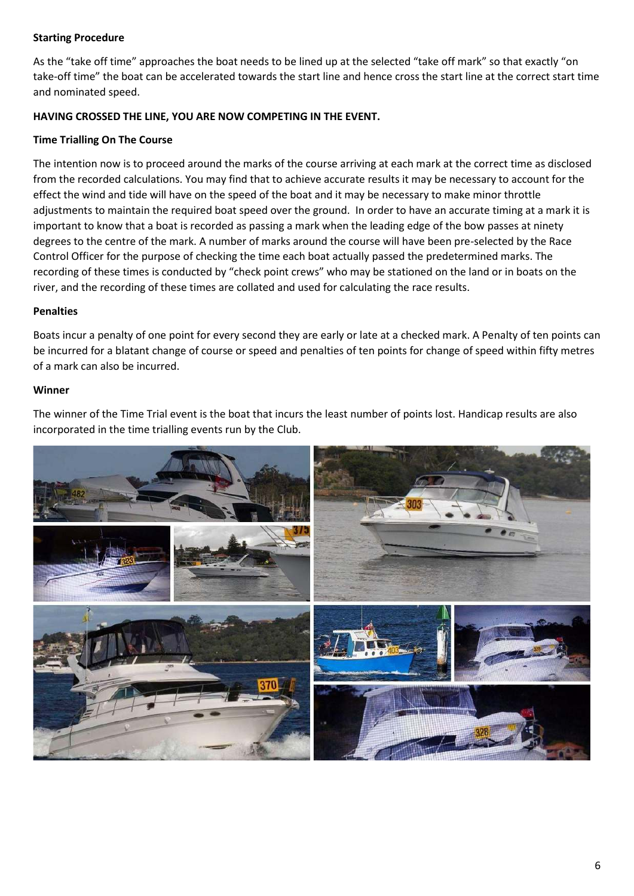**Starting Procedure**

As the "take off time" approaches the boat needs to be lined up at the selected "take off mark" so that exactly "on take-off time" the boat can be accelerated towards the start line and hence cross the start line at the correct start time and nominated speed.

**HAVING CROSSED THE LINE, YOU ARE NOW COMPETING IN THE EVENT.**

**Time Trialling On The Course**

The intention now is to proceed around the marks of the course arriving at each mark at the correct time as disclosed from the recorded calculations. You may find that to achieve accurate results it may be necessary to account for the effect the wind and tide will have on the speed of the boat and it may be necessary to make minor throttle adjustments to maintain the required boat speed over the ground. In order to have an accurate timing at a mark it is important to know that a boat is recorded as passing a mark when the leading edge of the bow passes at ninety degrees to the centre of the mark. A number of marks around the course will have been pre-selected by the Race Control Officer for the purpose of checking the time each boat actually passed the predetermined marks. The recording of these times is conducted by "check point crews" who may be stationed on the land or in boats on the river, and the recording of these times are collated and used for calculating the race results.

**Penalties**

Boats incur a penalty of one point for every second they are early or late at a checked mark. A Penalty of ten points can be incurred for a blatant change of course or speed and penalties of ten points for change of speed within fifty metres of a mark can also be incurred.

**Winner**

The winner of the Time Trial event is the boat that incurs the least number of points lost. Handicap results are also incorporated in the time trialling events run by the Club.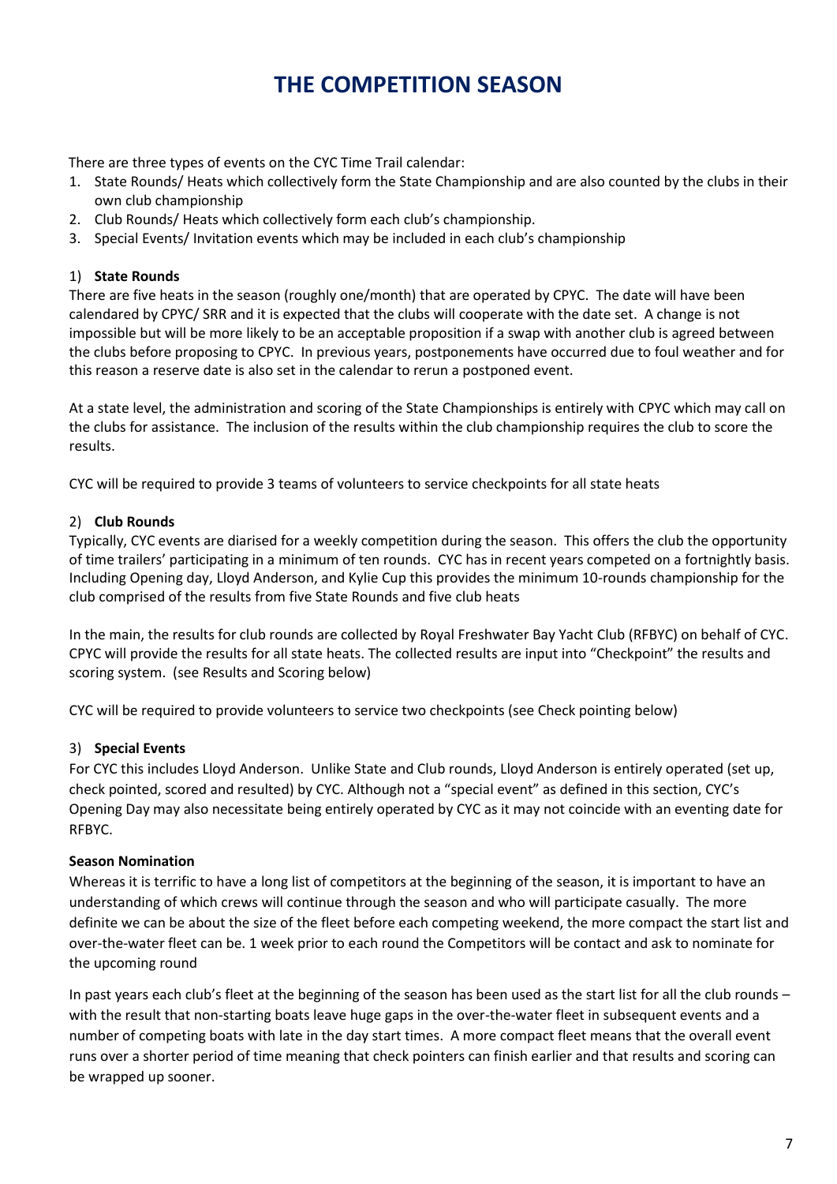# THE COMPETITION SEASON

There are three types of events on the CYC Time Trail calendar:

1. State Rounds/ Heats which collectively form the State Championship and are also counted by the clubs in their own club championship
2. Club Rounds/ Heats which collectively form each club's championship.
3. Special Events/ Invitation events which may be included in each club's championship

1) **State Rounds**

There are five heats in the season (roughly one/month) that are operated by CPYC. The date will have been calendared by CPYC/ SRR and it is expected that the clubs will cooperate with the date set. A change is not impossible but will be more likely to be an acceptable proposition if a swap with another club is agreed between the clubs before proposing to CPYC. In previous years, postponements have occurred due to foul weather and for this reason a reserve date is also set in the calendar to rerun a postponed event.

At a state level, the administration and scoring of the State Championships is entirely with CPYC which may call on the clubs for assistance. The inclusion of the results within the club championship requires the club to score the results.

CYC will be required to provide 3 teams of volunteers to service checkpoints for all state heats

2) **Club Rounds**

Typically, CYC events are diarised for a weekly competition during the season. This offers the club the opportunity of time trailers' participating in a minimum of ten rounds. CYC has in recent years competed on a fortnightly basis. Including Opening day, Lloyd Anderson, and Kylie Cup this provides the minimum 10-rounds championship for the club comprised of the results from five State Rounds and five club heats

In the main, the results for club rounds are collected by Royal Freshwater Bay Yacht Club (RFBYC) on behalf of CYC. CPYC will provide the results for all state heats. The collected results are input into "Checkpoint" the results and scoring system. (see Results and Scoring below)

CYC will be required to provide volunteers to service two checkpoints (see Check pointing below)

3) **Special Events**

For CYC this includes Lloyd Anderson. Unlike State and Club rounds, Lloyd Anderson is entirely operated (set up, check pointed, scored and resulted) by CYC. Although not a "special event" as defined in this section, CYC's Opening Day may also necessitate being entirely operated by CYC as it may not coincide with an eventing date for RFBYC.

**Season Nomination**

Whereas it is terrific to have a long list of competitors at the beginning of the season, it is important to have an understanding of which crews will continue through the season and who will participate casually. The more definite we can be about the size of the fleet before each competing weekend, the more compact the start list and over-the-water fleet can be. 1 week prior to each round the Competitors will be contact and ask to nominate for the upcoming round

In past years each club's fleet at the beginning of the season has been used as the start list for all the club rounds – with the result that non-starting boats leave huge gaps in the over-the-water fleet in subsequent events and a number of competing boats with late in the day start times. A more compact fleet means that the overall event runs over a shorter period of time meaning that check pointers can finish earlier and that results and scoring can be wrapped up sooner.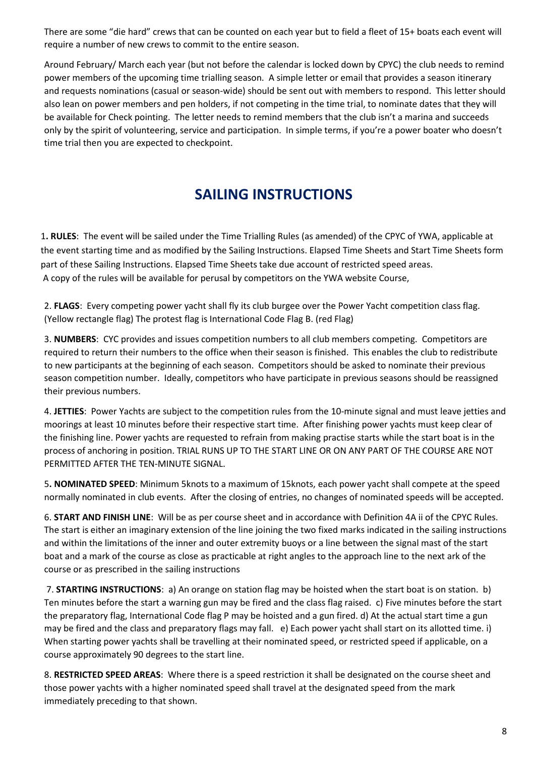There are some "die hard" crews that can be counted on each year but to field a fleet of 15+ boats each event will require a number of new crews to commit to the entire season.

Around February/ March each year (but not before the calendar is locked down by CPYC) the club needs to remind power members of the upcoming time trialling season. A simple letter or email that provides a season itinerary and requests nominations (casual or season-wide) should be sent out with members to respond. This letter should also lean on power members and pen holders, if not competing in the time trial, to nominate dates that they will be available for Check pointing. The letter needs to remind members that the club isn't a marina and succeeds only by the spirit of volunteering, service and participation. In simple terms, if you're a power boater who doesn't time trial then you are expected to checkpoint.

# SAILING INSTRUCTIONS

1**. RULES**: The event will be sailed under the Time Trialling Rules (as amended) of the CPYC of YWA, applicable at the event starting time and as modified by the Sailing Instructions. Elapsed Time Sheets and Start Time Sheets form part of these Sailing Instructions. Elapsed Time Sheets take due account of restricted speed areas.
A copy of the rules will be available for perusal by competitors on the YWA website Course,

2. **FLAGS**: Every competing power yacht shall fly its club burgee over the Power Yacht competition class flag. (Yellow rectangle flag) The protest flag is International Code Flag B. (red Flag)

3. **NUMBERS**: CYC provides and issues competition numbers to all club members competing. Competitors are required to return their numbers to the office when their season is finished. This enables the club to redistribute to new participants at the beginning of each season. Competitors should be asked to nominate their previous season competition number. Ideally, competitors who have participate in previous seasons should be reassigned their previous numbers.

4. **JETTIES**: Power Yachts are subject to the competition rules from the 10-minute signal and must leave jetties and moorings at least 10 minutes before their respective start time. After finishing power yachts must keep clear of the finishing line. Power yachts are requested to refrain from making practise starts while the start boat is in the process of anchoring in position. TRIAL RUNS UP TO THE START LINE OR ON ANY PART OF THE COURSE ARE NOT PERMITTED AFTER THE TEN-MINUTE SIGNAL.

5**. NOMINATED SPEED**: Minimum 5knots to a maximum of 15knots, each power yacht shall compete at the speed normally nominated in club events. After the closing of entries, no changes of nominated speeds will be accepted.

6. **START AND FINISH LINE**: Will be as per course sheet and in accordance with Definition 4A ii of the CPYC Rules. The start is either an imaginary extension of the line joining the two fixed marks indicated in the sailing instructions and within the limitations of the inner and outer extremity buoys or a line between the signal mast of the start boat and a mark of the course as close as practicable at right angles to the approach line to the next ark of the course or as prescribed in the sailing instructions

7. **STARTING INSTRUCTIONS**: a) An orange on station flag may be hoisted when the start boat is on station. b) Ten minutes before the start a warning gun may be fired and the class flag raised. c) Five minutes before the start the preparatory flag, International Code flag P may be hoisted and a gun fired. d) At the actual start time a gun may be fired and the class and preparatory flags may fall. e) Each power yacht shall start on its allotted time. i) When starting power yachts shall be travelling at their nominated speed, or restricted speed if applicable, on a course approximately 90 degrees to the start line.

8. **RESTRICTED SPEED AREAS**: Where there is a speed restriction it shall be designated on the course sheet and those power yachts with a higher nominated speed shall travel at the designated speed from the mark immediately preceding to that shown.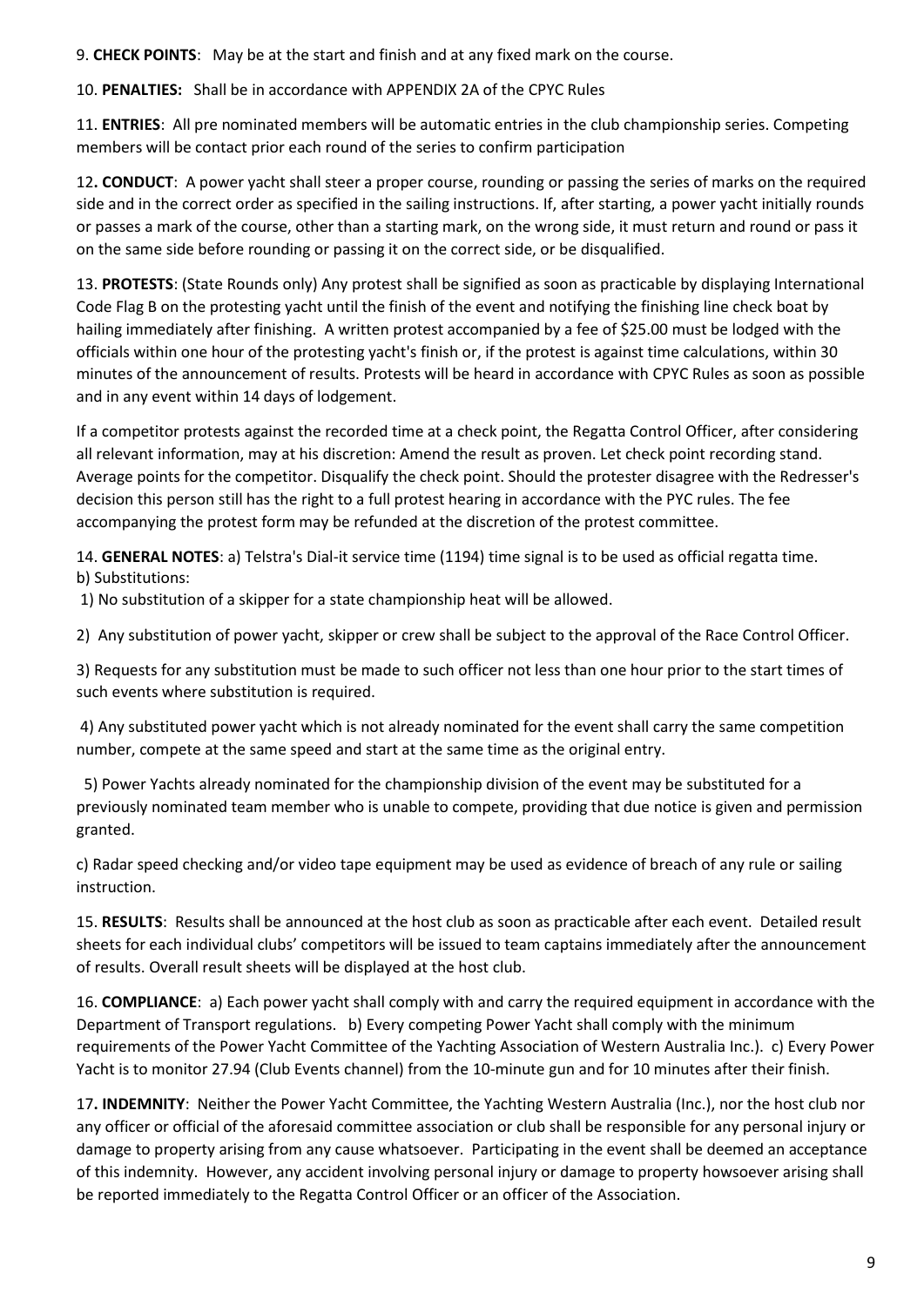9. **CHECK POINTS**: May be at the start and finish and at any fixed mark on the course.

10. **PENALTIES:** Shall be in accordance with APPENDIX 2A of the CPYC Rules

11. **ENTRIES**: All pre nominated members will be automatic entries in the club championship series. Competing members will be contact prior each round of the series to confirm participation

12**. CONDUCT**: A power yacht shall steer a proper course, rounding or passing the series of marks on the required side and in the correct order as specified in the sailing instructions. If, after starting, a power yacht initially rounds or passes a mark of the course, other than a starting mark, on the wrong side, it must return and round or pass it on the same side before rounding or passing it on the correct side, or be disqualified.

13. **PROTESTS**: (State Rounds only) Any protest shall be signified as soon as practicable by displaying International Code Flag B on the protesting yacht until the finish of the event and notifying the finishing line check boat by hailing immediately after finishing. A written protest accompanied by a fee of $25.00 must be lodged with the officials within one hour of the protesting yacht's finish or, if the protest is against time calculations, within 30 minutes of the announcement of results. Protests will be heard in accordance with CPYC Rules as soon as possible and in any event within 14 days of lodgement.

If a competitor protests against the recorded time at a check point, the Regatta Control Officer, after considering all relevant information, may at his discretion: Amend the result as proven. Let check point recording stand. Average points for the competitor. Disqualify the check point. Should the protester disagree with the Redresser's decision this person still has the right to a full protest hearing in accordance with the PYC rules. The fee accompanying the protest form may be refunded at the discretion of the protest committee.

14. **GENERAL NOTES**: a) Telstra's Dial-it service time (1194) time signal is to be used as official regatta time.
b) Substitutions:

1) No substitution of a skipper for a state championship heat will be allowed.

2) Any substitution of power yacht, skipper or crew shall be subject to the approval of the Race Control Officer.

3) Requests for any substitution must be made to such officer not less than one hour prior to the start times of such events where substitution is required.

4) Any substituted power yacht which is not already nominated for the event shall carry the same competition number, compete at the same speed and start at the same time as the original entry.

5) Power Yachts already nominated for the championship division of the event may be substituted for a previously nominated team member who is unable to compete, providing that due notice is given and permission granted.

c) Radar speed checking and/or video tape equipment may be used as evidence of breach of any rule or sailing instruction.

15. **RESULTS**: Results shall be announced at the host club as soon as practicable after each event. Detailed result sheets for each individual clubs' competitors will be issued to team captains immediately after the announcement of results. Overall result sheets will be displayed at the host club.

16. **COMPLIANCE**: a) Each power yacht shall comply with and carry the required equipment in accordance with the Department of Transport regulations. b) Every competing Power Yacht shall comply with the minimum requirements of the Power Yacht Committee of the Yachting Association of Western Australia Inc.). c) Every Power Yacht is to monitor 27.94 (Club Events channel) from the 10-minute gun and for 10 minutes after their finish.

17**. INDEMNITY**: Neither the Power Yacht Committee, the Yachting Western Australia (Inc.), nor the host club nor any officer or official of the aforesaid committee association or club shall be responsible for any personal injury or damage to property arising from any cause whatsoever. Participating in the event shall be deemed an acceptance of this indemnity. However, any accident involving personal injury or damage to property howsoever arising shall be reported immediately to the Regatta Control Officer or an officer of the Association.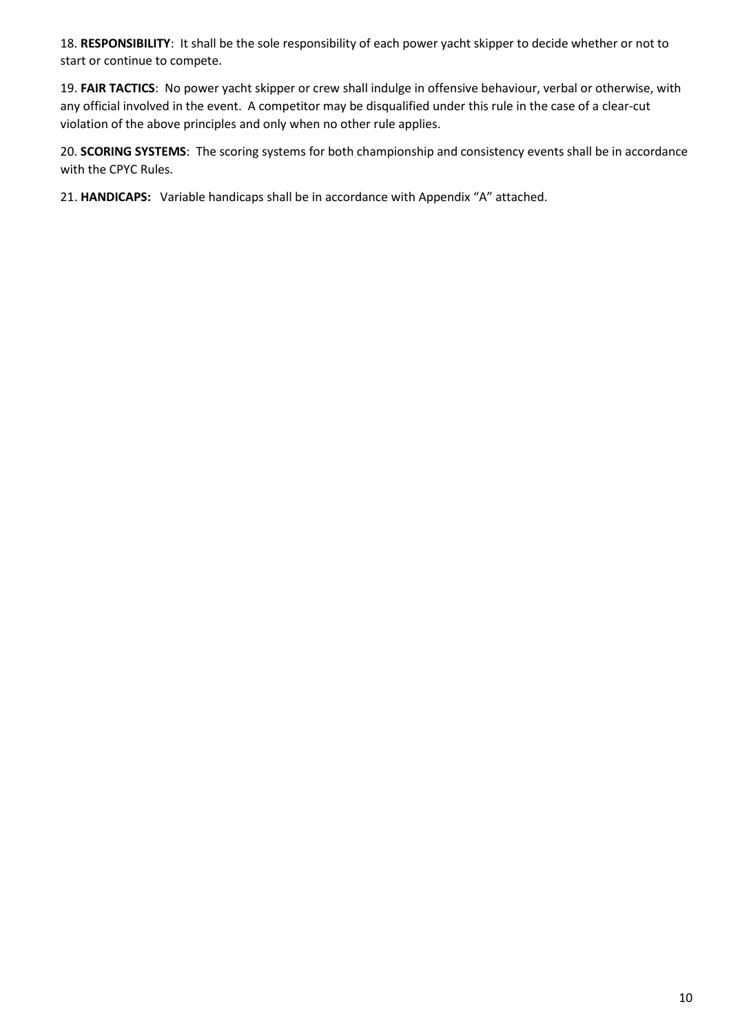18. **RESPONSIBILITY**: It shall be the sole responsibility of each power yacht skipper to decide whether or not to start or continue to compete.

19. **FAIR TACTICS**: No power yacht skipper or crew shall indulge in offensive behaviour, verbal or otherwise, with any official involved in the event. A competitor may be disqualified under this rule in the case of a clear-cut violation of the above principles and only when no other rule applies.

20. **SCORING SYSTEMS**: The scoring systems for both championship and consistency events shall be in accordance with the CPYC Rules.

21. **HANDICAPS:** Variable handicaps shall be in accordance with Appendix "A" attached.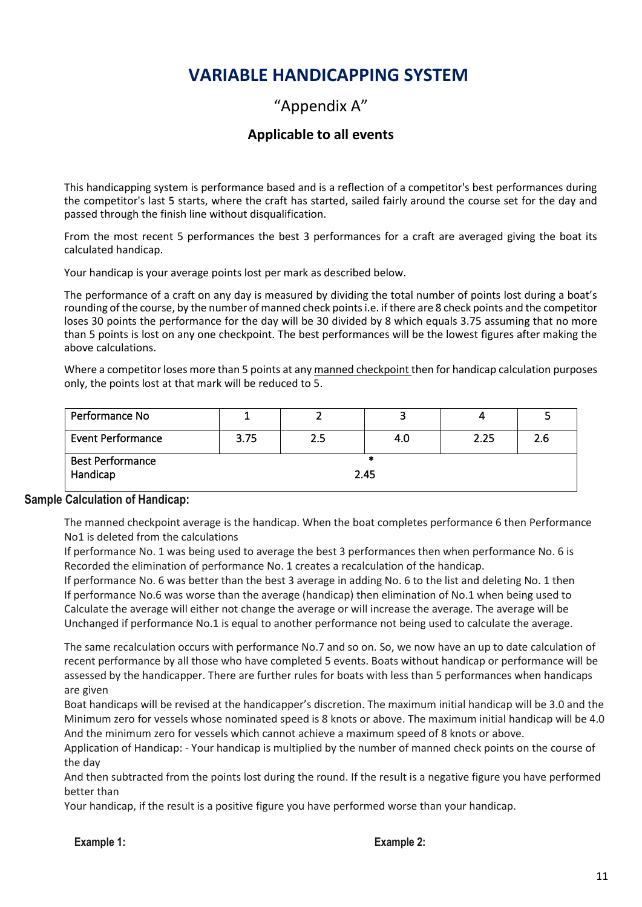# VARIABLE HANDICAPPING SYSTEM

## "Appendix A"

### Applicable to all events

This handicapping system is performance based and is a reflection of a competitor's best performances during the competitor's last 5 starts, where the craft has started, sailed fairly around the course set for the day and passed through the finish line without disqualification.

From the most recent 5 performances the best 3 performances for a craft are averaged giving the boat its calculated handicap.

Your handicap is your average points lost per mark as described below.

The performance of a craft on any day is measured by dividing the total number of points lost during a boat's rounding of the course, by the number of manned check points i.e. if there are 8 check points and the competitor loses 30 points the performance for the day will be 30 divided by 8 which equals 3.75 assuming that no more than 5 points is lost on any one checkpoint. The best performances will be the lowest figures after making the above calculations.

Where a competitor loses more than 5 points at any manned checkpoint then for handicap calculation purposes only, the points lost at that mark will be reduced to 5.

| Performance No | 1 | 2 | 3 | 4 | 5 |
|---|---|---|---|---|---|
| Event Performance | 3.75 | 2.5 | 4.0 | 2.25 | 2.6 |
| Best Performance Handicap | | | * 2.45 | | |

**Sample Calculation of Handicap:**

The manned checkpoint average is the handicap. When the boat completes performance 6 then Performance No1 is deleted from the calculations
If performance No. 1 was being used to average the best 3 performances then when performance No. 6 is Recorded the elimination of performance No. 1 creates a recalculation of the handicap.
If performance No. 6 was better than the best 3 average in adding No. 6 to the list and deleting No. 1 then If performance No.6 was worse than the average (handicap) then elimination of No.1 when being used to Calculate the average will either not change the average or will increase the average. The average will be Unchanged if performance No.1 is equal to another performance not being used to calculate the average.

The same recalculation occurs with performance No.7 and so on. So, we now have an up to date calculation of recent performance by all those who have completed 5 events. Boats without handicap or performance will be assessed by the handicapper. There are further rules for boats with less than 5 performances when handicaps are given
Boat handicaps will be revised at the handicapper's discretion. The maximum initial handicap will be 3.0 and the Minimum zero for vessels whose nominated speed is 8 knots or above. The maximum initial handicap will be 4.0 And the minimum zero for vessels which cannot achieve a maximum speed of 8 knots or above.
Application of Handicap: - Your handicap is multiplied by the number of manned check points on the course of the day
And then subtracted from the points lost during the round. If the result is a negative figure you have performed better than
Your handicap, if the result is a positive figure you have performed worse than your handicap.

**Example 1:**

**Example 2:**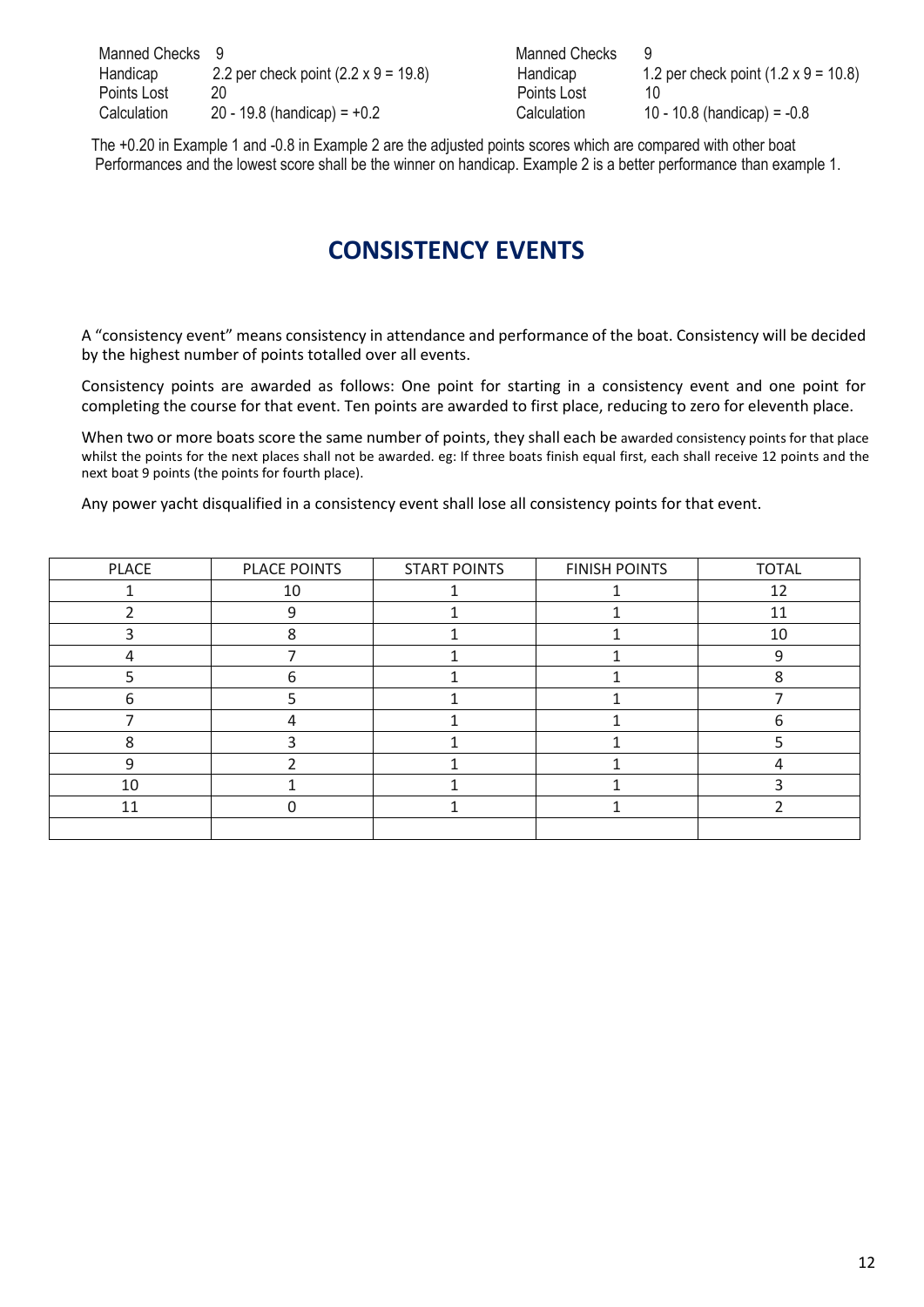| | | | |
|---|---|---|---|
| Manned Checks | 9 | Manned Checks | 9 |
| Handicap | 2.2 per check point (2.2 x 9 = 19.8) | Handicap | 1.2 per check point (1.2 x 9 = 10.8) |
| Points Lost | 20 | Points Lost | 10 |
| Calculation | 20 - 19.8 (handicap) = +0.2 | Calculation | 10 - 10.8 (handicap) = -0.8 |

The +0.20 in Example 1 and -0.8 in Example 2 are the adjusted points scores which are compared with other boat Performances and the lowest score shall be the winner on handicap. Example 2 is a better performance than example 1.

## CONSISTENCY EVENTS

A "consistency event" means consistency in attendance and performance of the boat. Consistency will be decided by the highest number of points totalled over all events.

Consistency points are awarded as follows: One point for starting in a consistency event and one point for completing the course for that event. Ten points are awarded to first place, reducing to zero for eleventh place.

When two or more boats score the same number of points, they shall each be awarded consistency points for that place whilst the points for the next places shall not be awarded. eg: If three boats finish equal first, each shall receive 12 points and the next boat 9 points (the points for fourth place).

Any power yacht disqualified in a consistency event shall lose all consistency points for that event.

| PLACE | PLACE POINTS | START POINTS | FINISH POINTS | TOTAL |
|---|---|---|---|---|
| 1 | 10 | 1 | 1 | 12 |
| 2 | 9 | 1 | 1 | 11 |
| 3 | 8 | 1 | 1 | 10 |
| 4 | 7 | 1 | 1 | 9 |
| 5 | 6 | 1 | 1 | 8 |
| 6 | 5 | 1 | 1 | 7 |
| 7 | 4 | 1 | 1 | 6 |
| 8 | 3 | 1 | 1 | 5 |
| 9 | 2 | 1 | 1 | 4 |
| 10 | 1 | 1 | 1 | 3 |
| 11 | 0 | 1 | 1 | 2 |
| | | | | |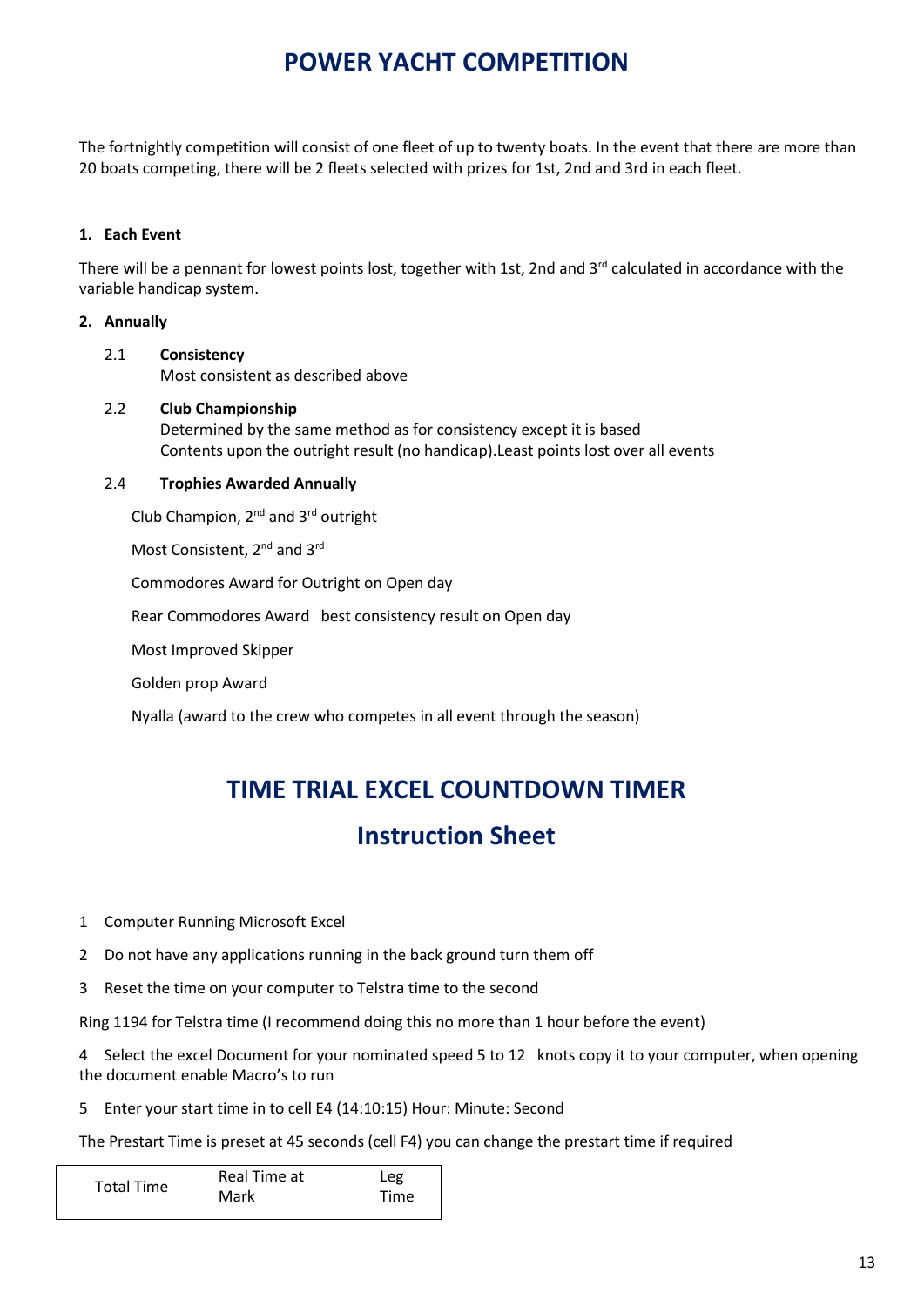# POWER YACHT COMPETITION

The fortnightly competition will consist of one fleet of up to twenty boats. In the event that there are more than 20 boats competing, there will be 2 fleets selected with prizes for 1st, 2nd and 3rd in each fleet.

**1. Each Event**

There will be a pennant for lowest points lost, together with 1st, 2nd and 3rd calculated in accordance with the variable handicap system.

**2. Annually**

2.1 **Consistency**
Most consistent as described above

2.2 **Club Championship**
Determined by the same method as for consistency except it is based
Contents upon the outright result (no handicap).Least points lost over all events

2.4 **Trophies Awarded Annually**

Club Champion, 2nd and 3rd outright

Most Consistent, 2nd and 3rd

Commodores Award for Outright on Open day

Rear Commodores Award best consistency result on Open day

Most Improved Skipper

Golden prop Award

Nyalla (award to the crew who competes in all event through the season)

# TIME TRIAL EXCEL COUNTDOWN TIMER

## Instruction Sheet

1 Computer Running Microsoft Excel

2 Do not have any applications running in the back ground turn them off

3 Reset the time on your computer to Telstra time to the second

Ring 1194 for Telstra time (I recommend doing this no more than 1 hour before the event)

4 Select the excel Document for your nominated speed 5 to 12 knots copy it to your computer, when opening the document enable Macro's to run

5 Enter your start time in to cell E4 (14:10:15) Hour: Minute: Second

The Prestart Time is preset at 45 seconds (cell F4) you can change the prestart time if required

| Total Time | Real Time at Mark | Leg Time |
|---|---|---|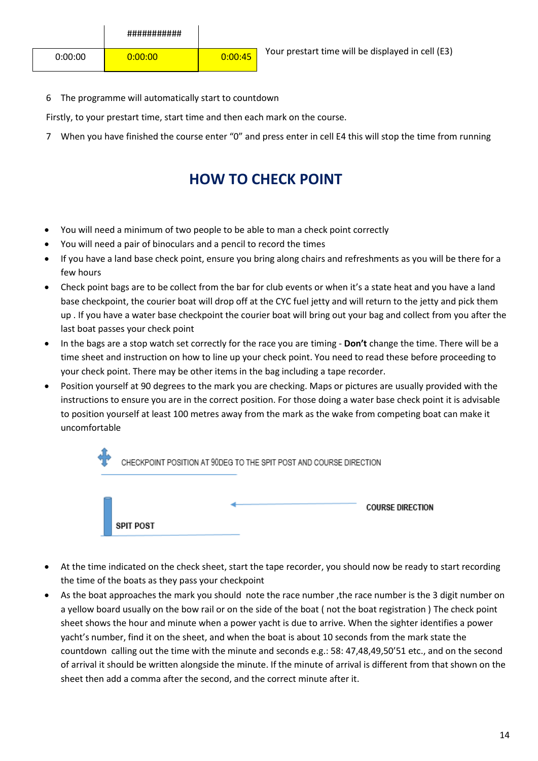| | ########### | |
|---|---|---|
| 0:00:00 | 0:00:00 | 0:00:45 |

Your prestart time will be displayed in cell (E3)

6 The programme will automatically start to countdown

Firstly, to your prestart time, start time and then each mark on the course.

7 When you have finished the course enter "0" and press enter in cell E4 this will stop the time from running

# HOW TO CHECK POINT

- You will need a minimum of two people to be able to man a check point correctly
- You will need a pair of binoculars and a pencil to record the times
- If you have a land base check point, ensure you bring along chairs and refreshments as you will be there for a few hours
- Check point bags are to be collect from the bar for club events or when it's a state heat and you have a land base checkpoint, the courier boat will drop off at the CYC fuel jetty and will return to the jetty and pick them up . If you have a water base checkpoint the courier boat will bring out your bag and collect from you after the last boat passes your check point
- In the bags are a stop watch set correctly for the race you are timing - **Don't** change the time. There will be a time sheet and instruction on how to line up your check point. You need to read these before proceeding to your check point. There may be other items in the bag including a tape recorder.
- Position yourself at 90 degrees to the mark you are checking. Maps or pictures are usually provided with the instructions to ensure you are in the correct position. For those doing a water base check point it is advisable to position yourself at least 100 metres away from the mark as the wake from competing boat can make it uncomfortable

CHECKPOINT POSITION AT 90DEG TO THE SPIT POST AND COURSE DIRECTION

SPIT POST

COURSE DIRECTION

- At the time indicated on the check sheet, start the tape recorder, you should now be ready to start recording the time of the boats as they pass your checkpoint
- As the boat approaches the mark you should note the race number ,the race number is the 3 digit number on a yellow board usually on the bow rail or on the side of the boat ( not the boat registration ) The check point sheet shows the hour and minute when a power yacht is due to arrive. When the sighter identifies a power yacht's number, find it on the sheet, and when the boat is about 10 seconds from the mark state the countdown calling out the time with the minute and seconds e.g.: 58: 47,48,49,50'51 etc., and on the second of arrival it should be written alongside the minute. If the minute of arrival is different from that shown on the sheet then add a comma after the second, and the correct minute after it.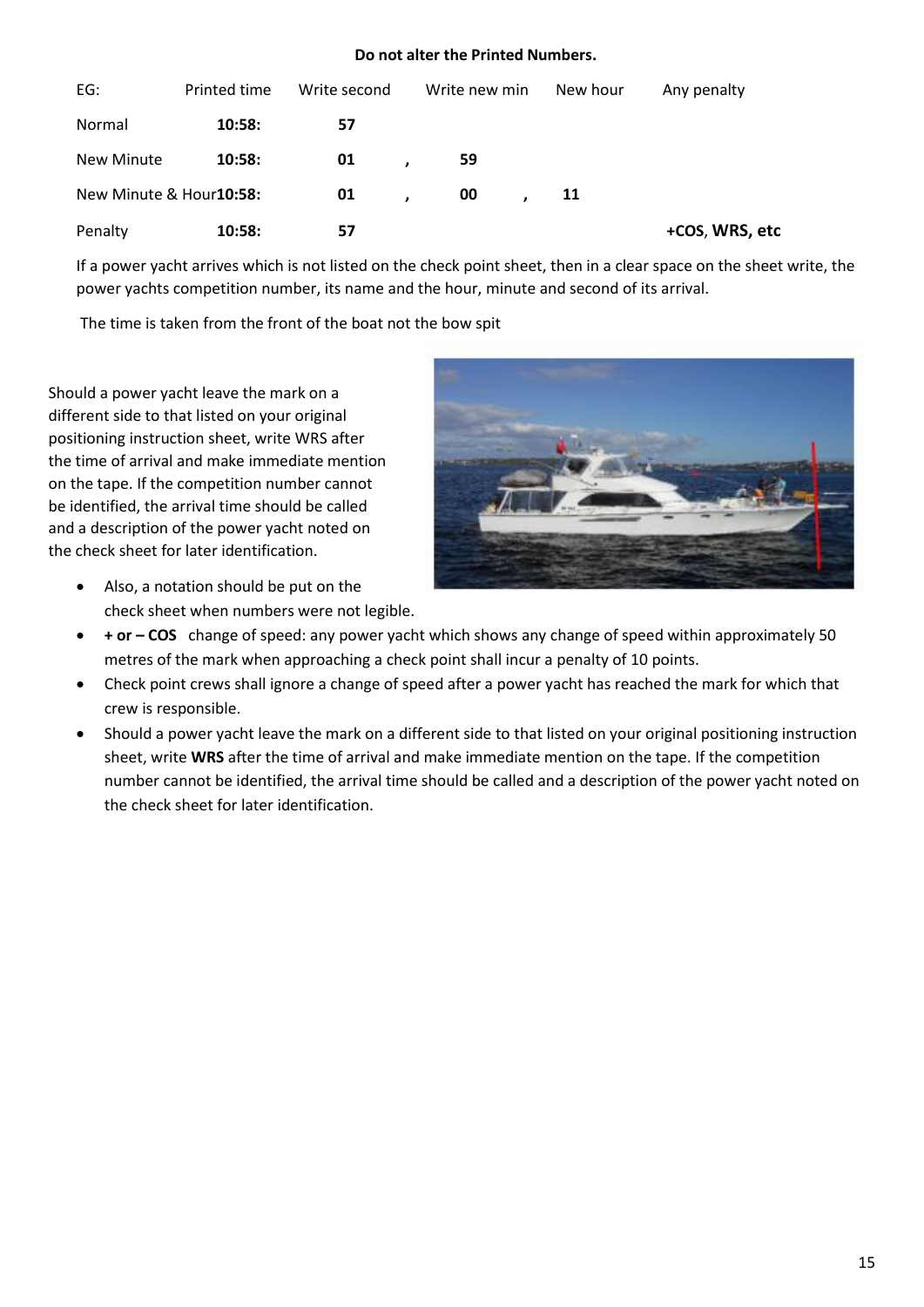**Do not alter the Printed Numbers.**

| EG: | Printed time | Write second | | Write new min | | New hour | Any penalty |
|---|---|---|---|---|---|---|---|
| Normal | **10:58:** | **57** | | | | | |
| New Minute | **10:58:** | **01** | **,** | **59** | | | |
| New Minute & Hour | **10:58:** | **01** | **,** | **00** | **,** | **11** | |
| Penalty | **10:58:** | **57** | | | | | **+COS, WRS, etc** |

If a power yacht arrives which is not listed on the check point sheet, then in a clear space on the sheet write, the power yachts competition number, its name and the hour, minute and second of its arrival.

The time is taken from the front of the boat not the bow spit

Should a power yacht leave the mark on a different side to that listed on your original positioning instruction sheet, write WRS after the time of arrival and make immediate mention on the tape. If the competition number cannot be identified, the arrival time should be called and a description of the power yacht noted on the check sheet for later identification.

- Also, a notation should be put on the check sheet when numbers were not legible.
- **+ or – COS** change of speed: any power yacht which shows any change of speed within approximately 50 metres of the mark when approaching a check point shall incur a penalty of 10 points.
- Check point crews shall ignore a change of speed after a power yacht has reached the mark for which that crew is responsible.
- Should a power yacht leave the mark on a different side to that listed on your original positioning instruction sheet, write **WRS** after the time of arrival and make immediate mention on the tape. If the competition number cannot be identified, the arrival time should be called and a description of the power yacht noted on the check sheet for later identification.